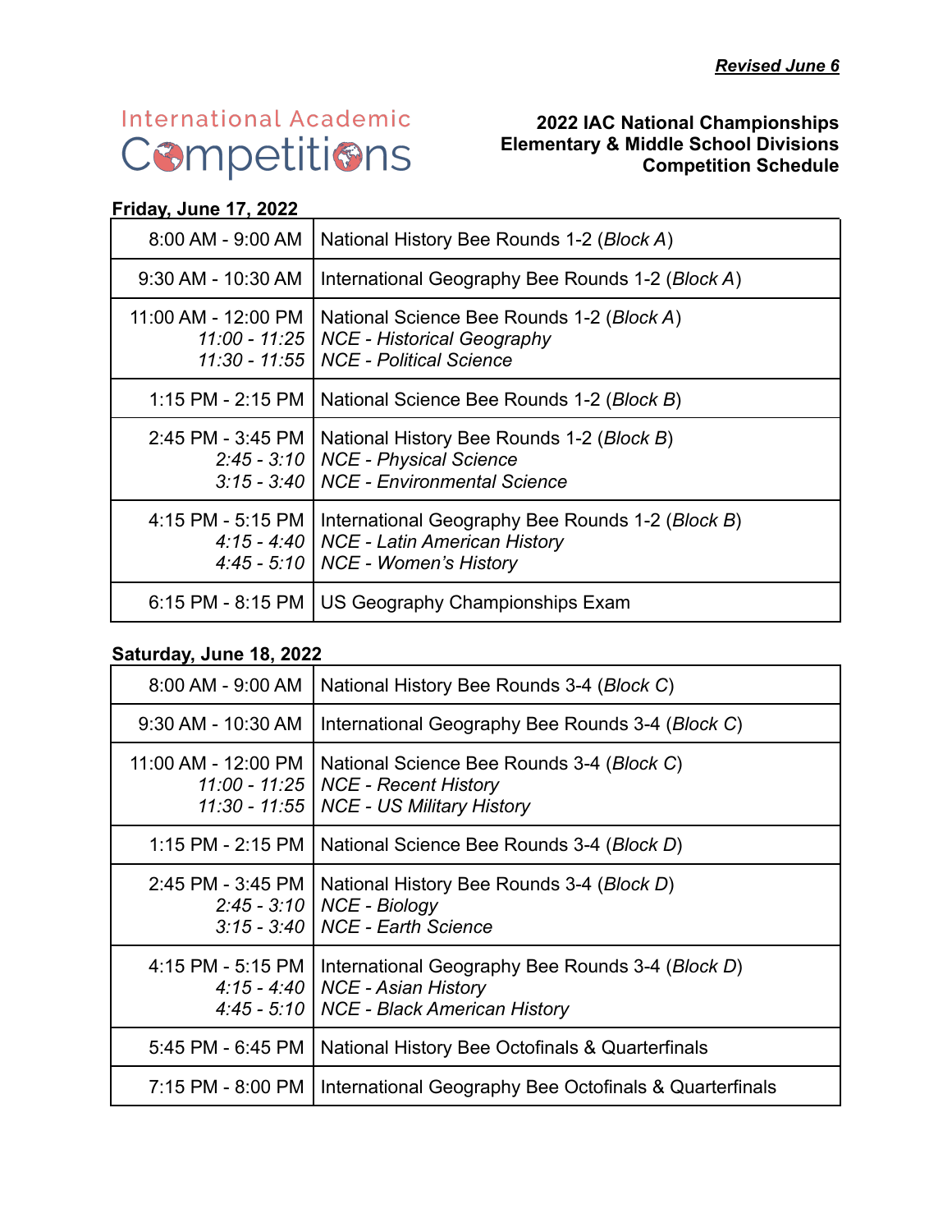***Revised June 6***

International Academic Competitions

**2022 IAC National Championships**
**Elementary & Middle School Divisions**
**Competition Schedule**

**Friday, June 17, 2022**

| Time | Event |
|---|---|
| 8:00 AM - 9:00 AM | National History Bee Rounds 1-2 (*Block A*) |
| 9:30 AM - 10:30 AM | International Geography Bee Rounds 1-2 (*Block A*) |
| 11:00 AM - 12:00 PM<br>*11:00 - 11:25*<br>*11:30 - 11:55* | National Science Bee Rounds 1-2 (*Block A*)<br>*NCE - Historical Geography*<br>*NCE - Political Science* |
| 1:15 PM - 2:15 PM | National Science Bee Rounds 1-2 (*Block B*) |
| 2:45 PM - 3:45 PM<br>*2:45 - 3:10*<br>*3:15 - 3:40* | National History Bee Rounds 1-2 (*Block B*)<br>*NCE - Physical Science*<br>*NCE - Environmental Science* |
| 4:15 PM - 5:15 PM<br>*4:15 - 4:40*<br>*4:45 - 5:10* | International Geography Bee Rounds 1-2 (*Block B*)<br>*NCE - Latin American History*<br>*NCE - Women's History* |
| 6:15 PM - 8:15 PM | US Geography Championships Exam |

**Saturday, June 18, 2022**

| Time | Event |
|---|---|
| 8:00 AM - 9:00 AM | National History Bee Rounds 3-4 (*Block C*) |
| 9:30 AM - 10:30 AM | International Geography Bee Rounds 3-4 (*Block C*) |
| 11:00 AM - 12:00 PM<br>*11:00 - 11:25*<br>*11:30 - 11:55* | National Science Bee Rounds 3-4 (*Block C*)<br>*NCE - Recent History*<br>*NCE - US Military History* |
| 1:15 PM - 2:15 PM | National Science Bee Rounds 3-4 (*Block D*) |
| 2:45 PM - 3:45 PM<br>*2:45 - 3:10*<br>*3:15 - 3:40* | National History Bee Rounds 3-4 (*Block D*)<br>*NCE - Biology*<br>*NCE - Earth Science* |
| 4:15 PM - 5:15 PM<br>*4:15 - 4:40*<br>*4:45 - 5:10* | International Geography Bee Rounds 3-4 (*Block D*)<br>*NCE - Asian History*<br>*NCE - Black American History* |
| 5:45 PM - 6:45 PM | National History Bee Octofinals & Quarterfinals |
| 7:15 PM - 8:00 PM | International Geography Bee Octofinals & Quarterfinals |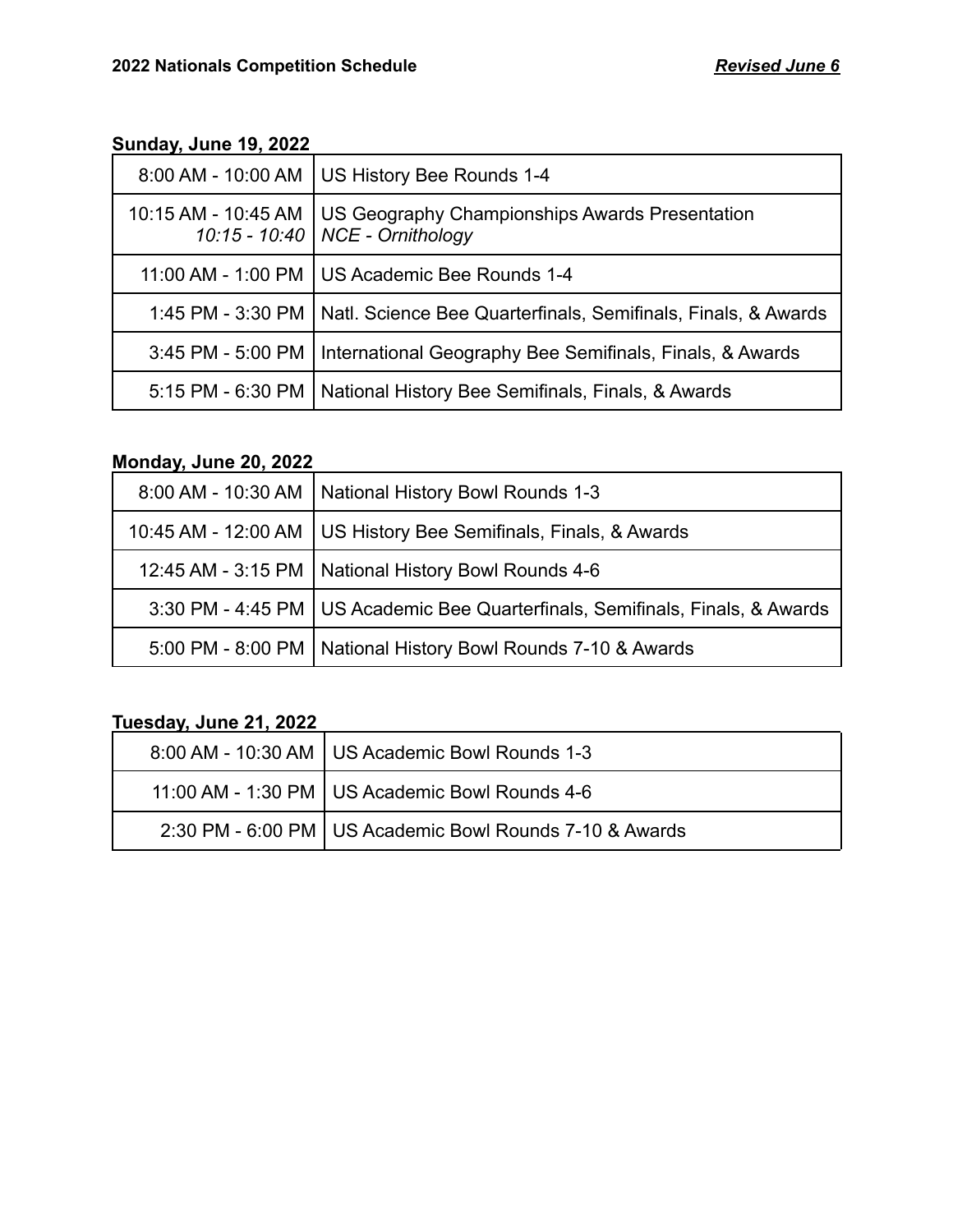**2022 Nationals Competition Schedule** ***Revised June 6***

**Sunday, June 19, 2022**

| | |
|---|---|
| 8:00 AM - 10:00 AM | US History Bee Rounds 1-4 |
| 10:15 AM - 10:45 AM<br>*10:15 - 10:40* | US Geography Championships Awards Presentation<br>*NCE - Ornithology* |
| 11:00 AM - 1:00 PM | US Academic Bee Rounds 1-4 |
| 1:45 PM - 3:30 PM | Natl. Science Bee Quarterfinals, Semifinals, Finals, & Awards |
| 3:45 PM - 5:00 PM | International Geography Bee Semifinals, Finals, & Awards |
| 5:15 PM - 6:30 PM | National History Bee Semifinals, Finals, & Awards |

**Monday, June 20, 2022**

| | |
|---|---|
| 8:00 AM - 10:30 AM | National History Bowl Rounds 1-3 |
| 10:45 AM - 12:00 AM | US History Bee Semifinals, Finals, & Awards |
| 12:45 AM - 3:15 PM | National History Bowl Rounds 4-6 |
| 3:30 PM - 4:45 PM | US Academic Bee Quarterfinals, Semifinals, Finals, & Awards |
| 5:00 PM - 8:00 PM | National History Bowl Rounds 7-10 & Awards |

**Tuesday, June 21, 2022**

| | |
|---|---|
| 8:00 AM - 10:30 AM | US Academic Bowl Rounds 1-3 |
| 11:00 AM - 1:30 PM | US Academic Bowl Rounds 4-6 |
| 2:30 PM - 6:00 PM | US Academic Bowl Rounds 7-10 & Awards |